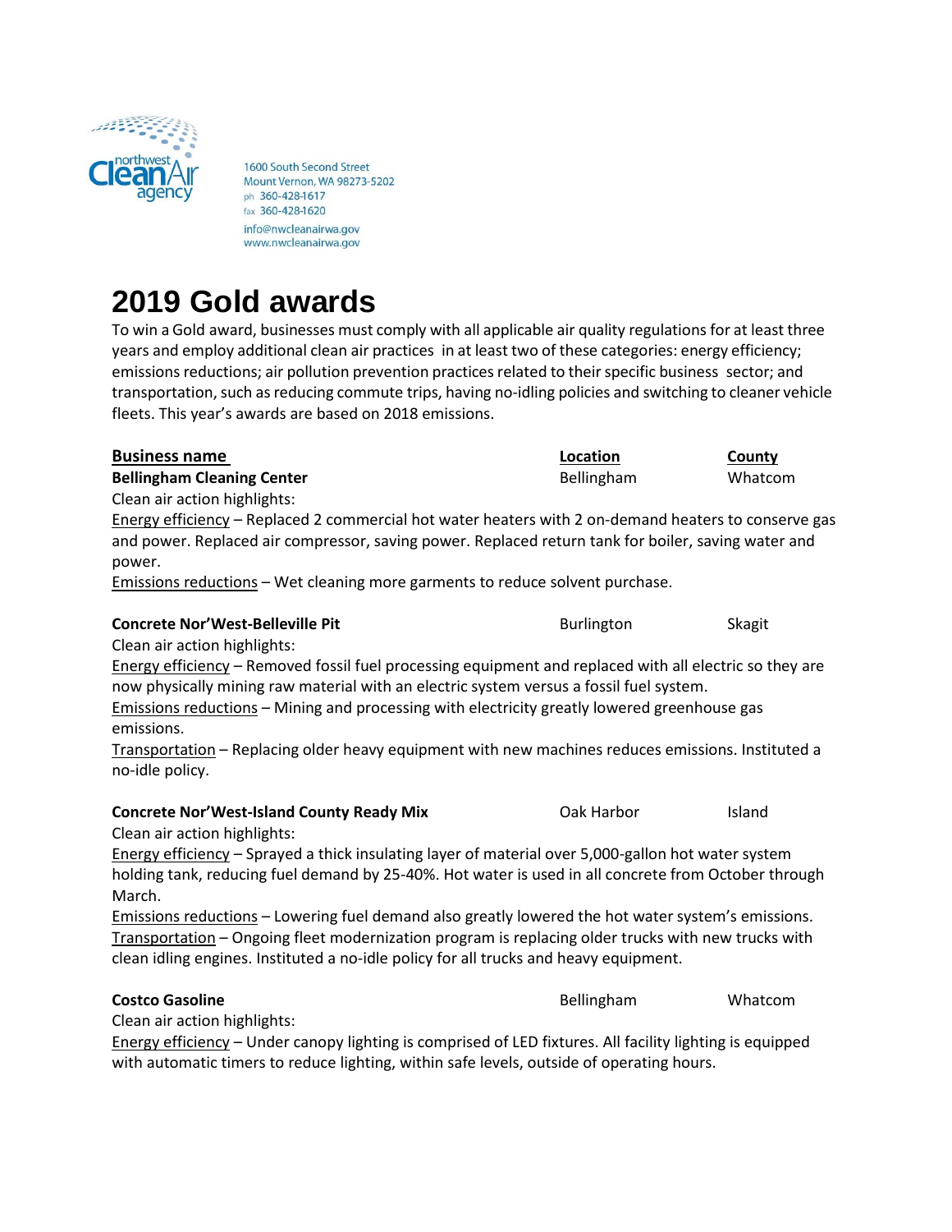northwest Clean Air agency

1600 South Second Street
Mount Vernon, WA 98273-5202
ph 360-428-1617
fax 360-428-1620
info@nwcleanairwa.gov
www.nwcleanairwa.gov

# 2019 Gold awards

To win a Gold award, businesses must comply with all applicable air quality regulations for at least three years and employ additional clean air practices in at least two of these categories: energy efficiency; emissions reductions; air pollution prevention practices related to their specific business sector; and transportation, such as reducing commute trips, having no-idling policies and switching to cleaner vehicle fleets. This year's awards are based on 2018 emissions.

| Business name | Location | County |
|---|---|---|
| **Bellingham Cleaning Center** | Bellingham | Whatcom |

Clean air action highlights:

Energy efficiency – Replaced 2 commercial hot water heaters with 2 on-demand heaters to conserve gas and power. Replaced air compressor, saving power. Replaced return tank for boiler, saving water and power.

Emissions reductions – Wet cleaning more garments to reduce solvent purchase.

| Business name | Location | County |
|---|---|---|
| **Concrete Nor'West-Belleville Pit** | Burlington | Skagit |

Clean air action highlights:

Energy efficiency – Removed fossil fuel processing equipment and replaced with all electric so they are now physically mining raw material with an electric system versus a fossil fuel system.

Emissions reductions – Mining and processing with electricity greatly lowered greenhouse gas emissions.

Transportation – Replacing older heavy equipment with new machines reduces emissions. Instituted a no-idle policy.

| Business name | Location | County |
|---|---|---|
| **Concrete Nor'West-Island County Ready Mix** | Oak Harbor | Island |

Clean air action highlights:

Energy efficiency – Sprayed a thick insulating layer of material over 5,000-gallon hot water system holding tank, reducing fuel demand by 25-40%. Hot water is used in all concrete from October through March.

Emissions reductions – Lowering fuel demand also greatly lowered the hot water system's emissions.

Transportation – Ongoing fleet modernization program is replacing older trucks with new trucks with clean idling engines. Instituted a no-idle policy for all trucks and heavy equipment.

| Business name | Location | County |
|---|---|---|
| **Costco Gasoline** | Bellingham | Whatcom |

Clean air action highlights:

Energy efficiency – Under canopy lighting is comprised of LED fixtures. All facility lighting is equipped with automatic timers to reduce lighting, within safe levels, outside of operating hours.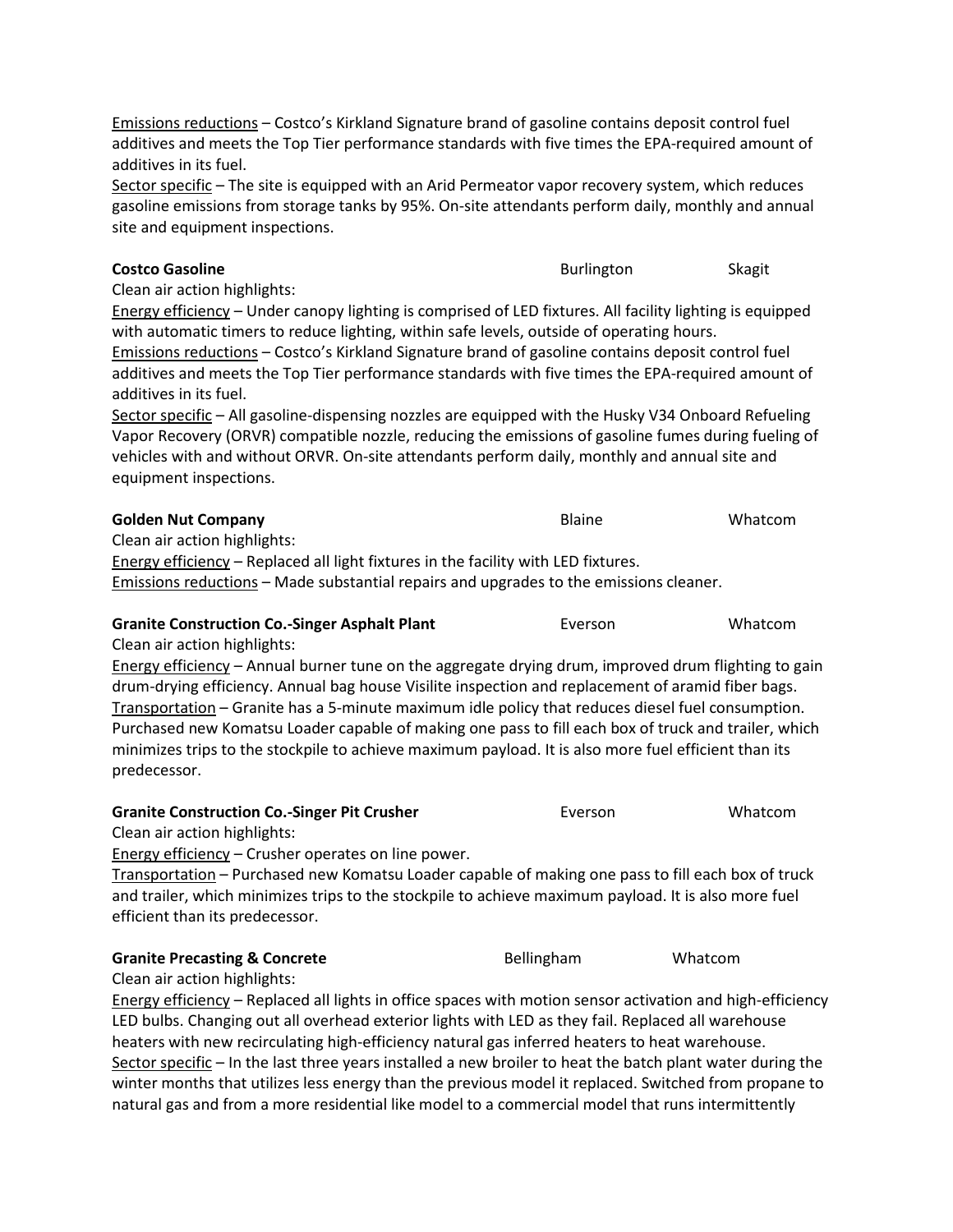Emissions reductions – Costco's Kirkland Signature brand of gasoline contains deposit control fuel additives and meets the Top Tier performance standards with five times the EPA-required amount of additives in its fuel.
Sector specific – The site is equipped with an Arid Permeator vapor recovery system, which reduces gasoline emissions from storage tanks by 95%. On-site attendants perform daily, monthly and annual site and equipment inspections.

**Costco Gasoline** Burlington Skagit
Clean air action highlights:
Energy efficiency – Under canopy lighting is comprised of LED fixtures. All facility lighting is equipped with automatic timers to reduce lighting, within safe levels, outside of operating hours.
Emissions reductions – Costco's Kirkland Signature brand of gasoline contains deposit control fuel additives and meets the Top Tier performance standards with five times the EPA-required amount of additives in its fuel.
Sector specific – All gasoline-dispensing nozzles are equipped with the Husky V34 Onboard Refueling Vapor Recovery (ORVR) compatible nozzle, reducing the emissions of gasoline fumes during fueling of vehicles with and without ORVR. On-site attendants perform daily, monthly and annual site and equipment inspections.

**Golden Nut Company** Blaine Whatcom
Clean air action highlights:
Energy efficiency – Replaced all light fixtures in the facility with LED fixtures.
Emissions reductions – Made substantial repairs and upgrades to the emissions cleaner.

**Granite Construction Co.-Singer Asphalt Plant** Everson Whatcom
Clean air action highlights:
Energy efficiency – Annual burner tune on the aggregate drying drum, improved drum flighting to gain drum-drying efficiency. Annual bag house Visilite inspection and replacement of aramid fiber bags.
Transportation – Granite has a 5-minute maximum idle policy that reduces diesel fuel consumption. Purchased new Komatsu Loader capable of making one pass to fill each box of truck and trailer, which minimizes trips to the stockpile to achieve maximum payload. It is also more fuel efficient than its predecessor.

**Granite Construction Co.-Singer Pit Crusher** Everson Whatcom
Clean air action highlights:
Energy efficiency – Crusher operates on line power.
Transportation – Purchased new Komatsu Loader capable of making one pass to fill each box of truck and trailer, which minimizes trips to the stockpile to achieve maximum payload. It is also more fuel efficient than its predecessor.

**Granite Precasting & Concrete** Bellingham Whatcom
Clean air action highlights:
Energy efficiency – Replaced all lights in office spaces with motion sensor activation and high-efficiency LED bulbs. Changing out all overhead exterior lights with LED as they fail. Replaced all warehouse heaters with new recirculating high-efficiency natural gas inferred heaters to heat warehouse.
Sector specific – In the last three years installed a new broiler to heat the batch plant water during the winter months that utilizes less energy than the previous model it replaced. Switched from propane to natural gas and from a more residential like model to a commercial model that runs intermittently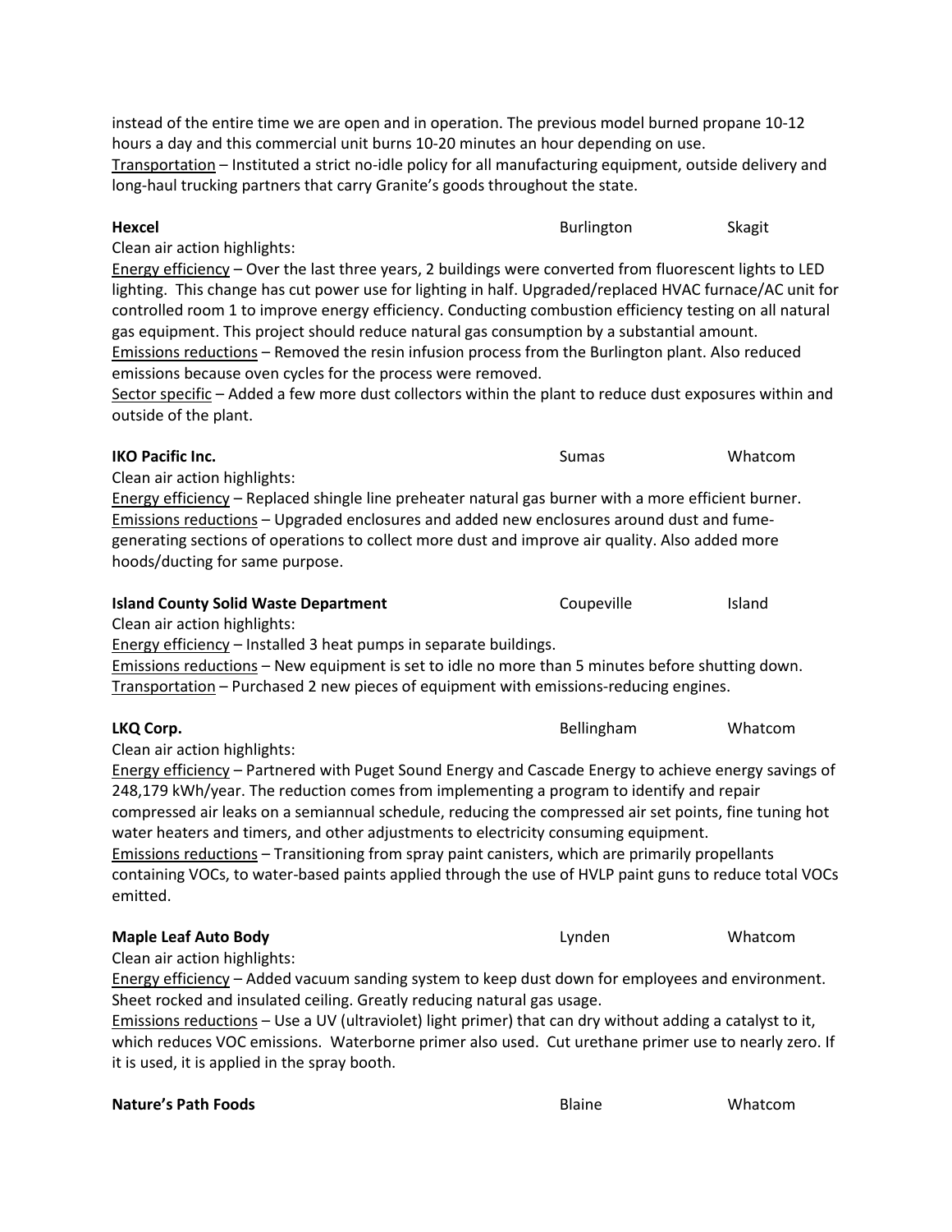instead of the entire time we are open and in operation. The previous model burned propane 10-12 hours a day and this commercial unit burns 10-20 minutes an hour depending on use.
Transportation – Instituted a strict no-idle policy for all manufacturing equipment, outside delivery and long-haul trucking partners that carry Granite's goods throughout the state.

**Hexcel** Burlington Skagit

Clean air action highlights:
Energy efficiency – Over the last three years, 2 buildings were converted from fluorescent lights to LED lighting. This change has cut power use for lighting in half. Upgraded/replaced HVAC furnace/AC unit for controlled room 1 to improve energy efficiency. Conducting combustion efficiency testing on all natural gas equipment. This project should reduce natural gas consumption by a substantial amount.
Emissions reductions – Removed the resin infusion process from the Burlington plant. Also reduced emissions because oven cycles for the process were removed.
Sector specific – Added a few more dust collectors within the plant to reduce dust exposures within and outside of the plant.

**IKO Pacific Inc.** Sumas Whatcom

Clean air action highlights:
Energy efficiency – Replaced shingle line preheater natural gas burner with a more efficient burner.
Emissions reductions – Upgraded enclosures and added new enclosures around dust and fume-generating sections of operations to collect more dust and improve air quality. Also added more hoods/ducting for same purpose.

**Island County Solid Waste Department** Coupeville Island

Clean air action highlights:
Energy efficiency – Installed 3 heat pumps in separate buildings.
Emissions reductions – New equipment is set to idle no more than 5 minutes before shutting down.
Transportation – Purchased 2 new pieces of equipment with emissions-reducing engines.

**LKQ Corp.** Bellingham Whatcom

Clean air action highlights:
Energy efficiency – Partnered with Puget Sound Energy and Cascade Energy to achieve energy savings of 248,179 kWh/year. The reduction comes from implementing a program to identify and repair compressed air leaks on a semiannual schedule, reducing the compressed air set points, fine tuning hot water heaters and timers, and other adjustments to electricity consuming equipment.
Emissions reductions – Transitioning from spray paint canisters, which are primarily propellants containing VOCs, to water-based paints applied through the use of HVLP paint guns to reduce total VOCs emitted.

**Maple Leaf Auto Body** Lynden Whatcom

Clean air action highlights:
Energy efficiency – Added vacuum sanding system to keep dust down for employees and environment. Sheet rocked and insulated ceiling. Greatly reducing natural gas usage.
Emissions reductions – Use a UV (ultraviolet) light primer) that can dry without adding a catalyst to it, which reduces VOC emissions. Waterborne primer also used. Cut urethane primer use to nearly zero. If it is used, it is applied in the spray booth.

**Nature's Path Foods** Blaine Whatcom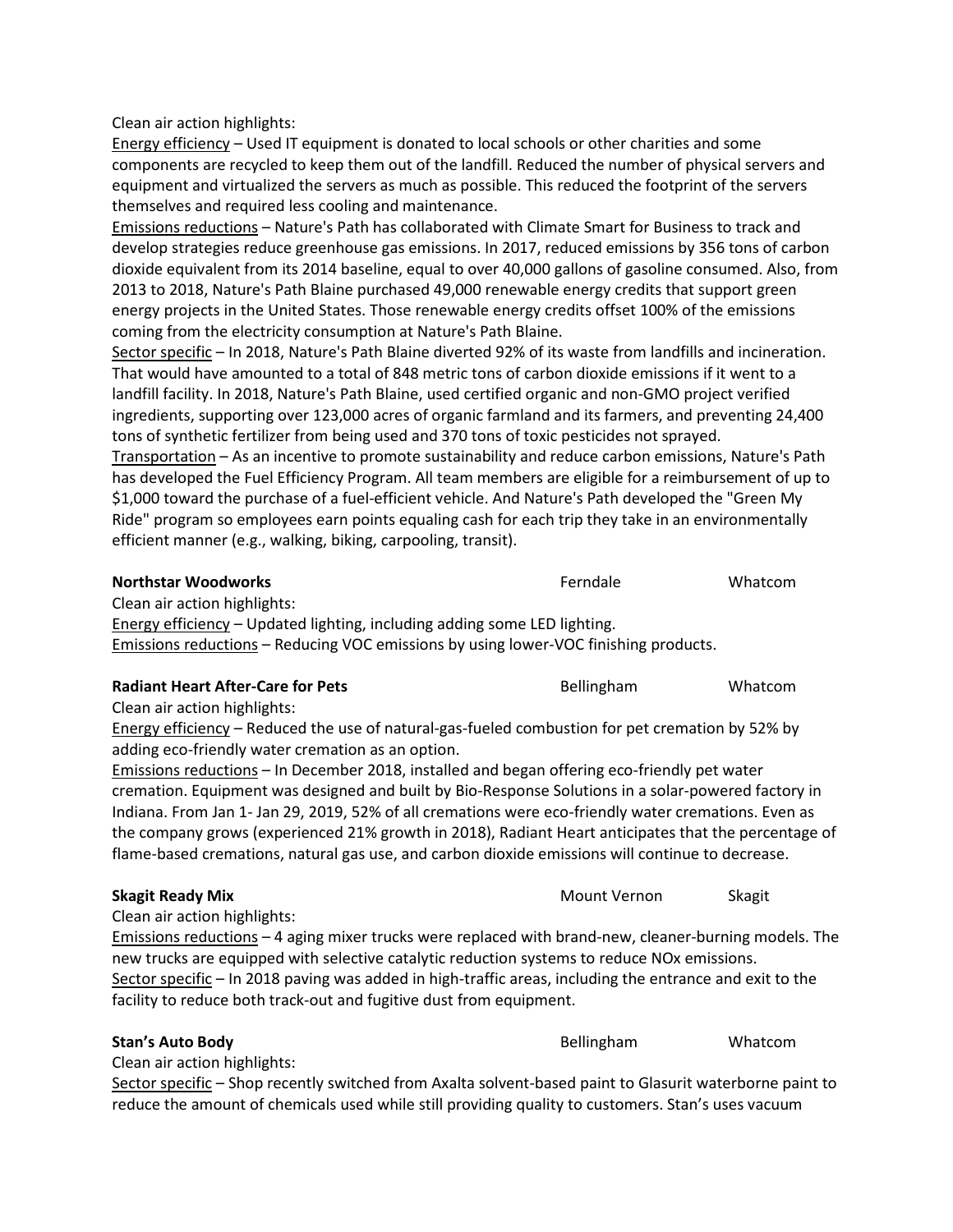Clean air action highlights:

Energy efficiency – Used IT equipment is donated to local schools or other charities and some components are recycled to keep them out of the landfill. Reduced the number of physical servers and equipment and virtualized the servers as much as possible. This reduced the footprint of the servers themselves and required less cooling and maintenance.

Emissions reductions – Nature's Path has collaborated with Climate Smart for Business to track and develop strategies reduce greenhouse gas emissions. In 2017, reduced emissions by 356 tons of carbon dioxide equivalent from its 2014 baseline, equal to over 40,000 gallons of gasoline consumed. Also, from 2013 to 2018, Nature's Path Blaine purchased 49,000 renewable energy credits that support green energy projects in the United States. Those renewable energy credits offset 100% of the emissions coming from the electricity consumption at Nature's Path Blaine.

Sector specific – In 2018, Nature's Path Blaine diverted 92% of its waste from landfills and incineration. That would have amounted to a total of 848 metric tons of carbon dioxide emissions if it went to a landfill facility. In 2018, Nature's Path Blaine, used certified organic and non-GMO project verified ingredients, supporting over 123,000 acres of organic farmland and its farmers, and preventing 24,400 tons of synthetic fertilizer from being used and 370 tons of toxic pesticides not sprayed.

Transportation – As an incentive to promote sustainability and reduce carbon emissions, Nature's Path has developed the Fuel Efficiency Program. All team members are eligible for a reimbursement of up to $1,000 toward the purchase of a fuel-efficient vehicle. And Nature's Path developed the "Green My Ride" program so employees earn points equaling cash for each trip they take in an environmentally efficient manner (e.g., walking, biking, carpooling, transit).

**Northstar Woodworks** Ferndale Whatcom

Clean air action highlights:

Energy efficiency – Updated lighting, including adding some LED lighting.

Emissions reductions – Reducing VOC emissions by using lower-VOC finishing products.

**Radiant Heart After-Care for Pets** Bellingham Whatcom

Clean air action highlights:

Energy efficiency – Reduced the use of natural-gas-fueled combustion for pet cremation by 52% by adding eco-friendly water cremation as an option.

Emissions reductions – In December 2018, installed and began offering eco-friendly pet water cremation. Equipment was designed and built by Bio-Response Solutions in a solar-powered factory in Indiana. From Jan 1- Jan 29, 2019, 52% of all cremations were eco-friendly water cremations. Even as the company grows (experienced 21% growth in 2018), Radiant Heart anticipates that the percentage of flame-based cremations, natural gas use, and carbon dioxide emissions will continue to decrease.

**Skagit Ready Mix** Mount Vernon Skagit

Clean air action highlights:

Emissions reductions – 4 aging mixer trucks were replaced with brand-new, cleaner-burning models. The new trucks are equipped with selective catalytic reduction systems to reduce NOx emissions.

Sector specific – In 2018 paving was added in high-traffic areas, including the entrance and exit to the facility to reduce both track-out and fugitive dust from equipment.

**Stan's Auto Body** Bellingham Whatcom

Clean air action highlights:

Sector specific – Shop recently switched from Axalta solvent-based paint to Glasurit waterborne paint to reduce the amount of chemicals used while still providing quality to customers. Stan's uses vacuum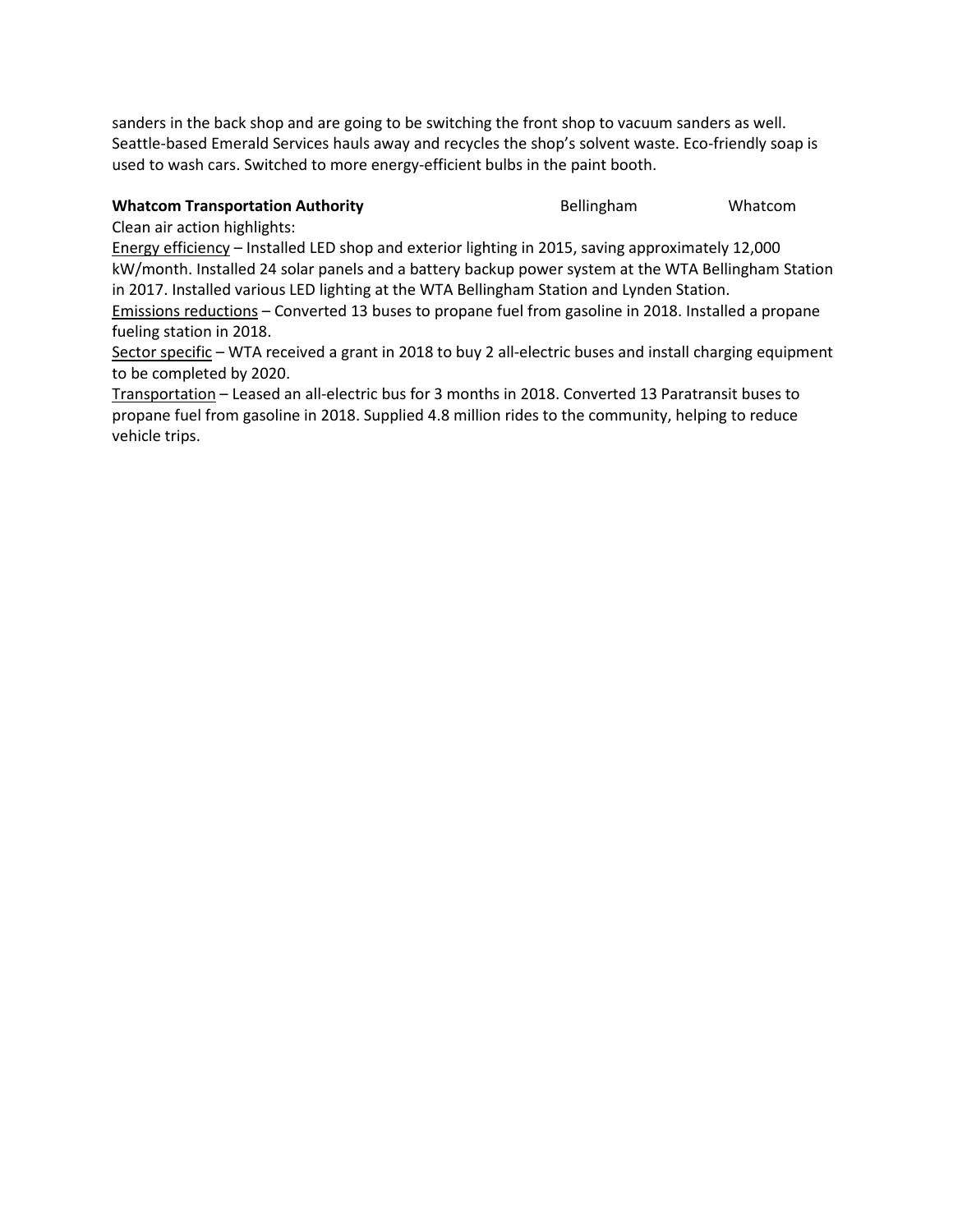sanders in the back shop and are going to be switching the front shop to vacuum sanders as well. Seattle-based Emerald Services hauls away and recycles the shop's solvent waste. Eco-friendly soap is used to wash cars. Switched to more energy-efficient bulbs in the paint booth.

**Whatcom Transportation Authority** Bellingham Whatcom

Clean air action highlights:

Energy efficiency – Installed LED shop and exterior lighting in 2015, saving approximately 12,000 kW/month. Installed 24 solar panels and a battery backup power system at the WTA Bellingham Station in 2017. Installed various LED lighting at the WTA Bellingham Station and Lynden Station.

Emissions reductions – Converted 13 buses to propane fuel from gasoline in 2018. Installed a propane fueling station in 2018.

Sector specific – WTA received a grant in 2018 to buy 2 all-electric buses and install charging equipment to be completed by 2020.

Transportation – Leased an all-electric bus for 3 months in 2018. Converted 13 Paratransit buses to propane fuel from gasoline in 2018. Supplied 4.8 million rides to the community, helping to reduce vehicle trips.